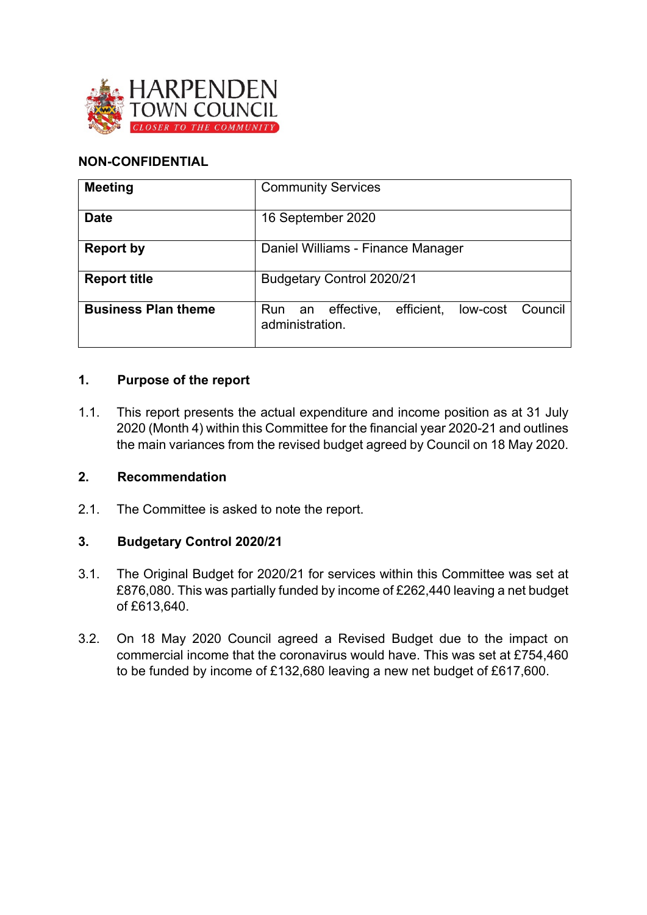HARPENDEN TOWN COUNCIL
CLOSER TO THE COMMUNITY

**NON-CONFIDENTIAL**

| **Meeting** | Community Services |
|---|---|
| **Date** | 16 September 2020 |
| **Report by** | Daniel Williams - Finance Manager |
| **Report title** | Budgetary Control 2020/21 |
| **Business Plan theme** | Run an effective, efficient, low-cost Council administration. |

## 1. Purpose of the report

1.1. This report presents the actual expenditure and income position as at 31 July 2020 (Month 4) within this Committee for the financial year 2020-21 and outlines the main variances from the revised budget agreed by Council on 18 May 2020.

## 2. Recommendation

2.1. The Committee is asked to note the report.

## 3. Budgetary Control 2020/21

3.1. The Original Budget for 2020/21 for services within this Committee was set at £876,080. This was partially funded by income of £262,440 leaving a net budget of £613,640.

3.2. On 18 May 2020 Council agreed a Revised Budget due to the impact on commercial income that the coronavirus would have. This was set at £754,460 to be funded by income of £132,680 leaving a new net budget of £617,600.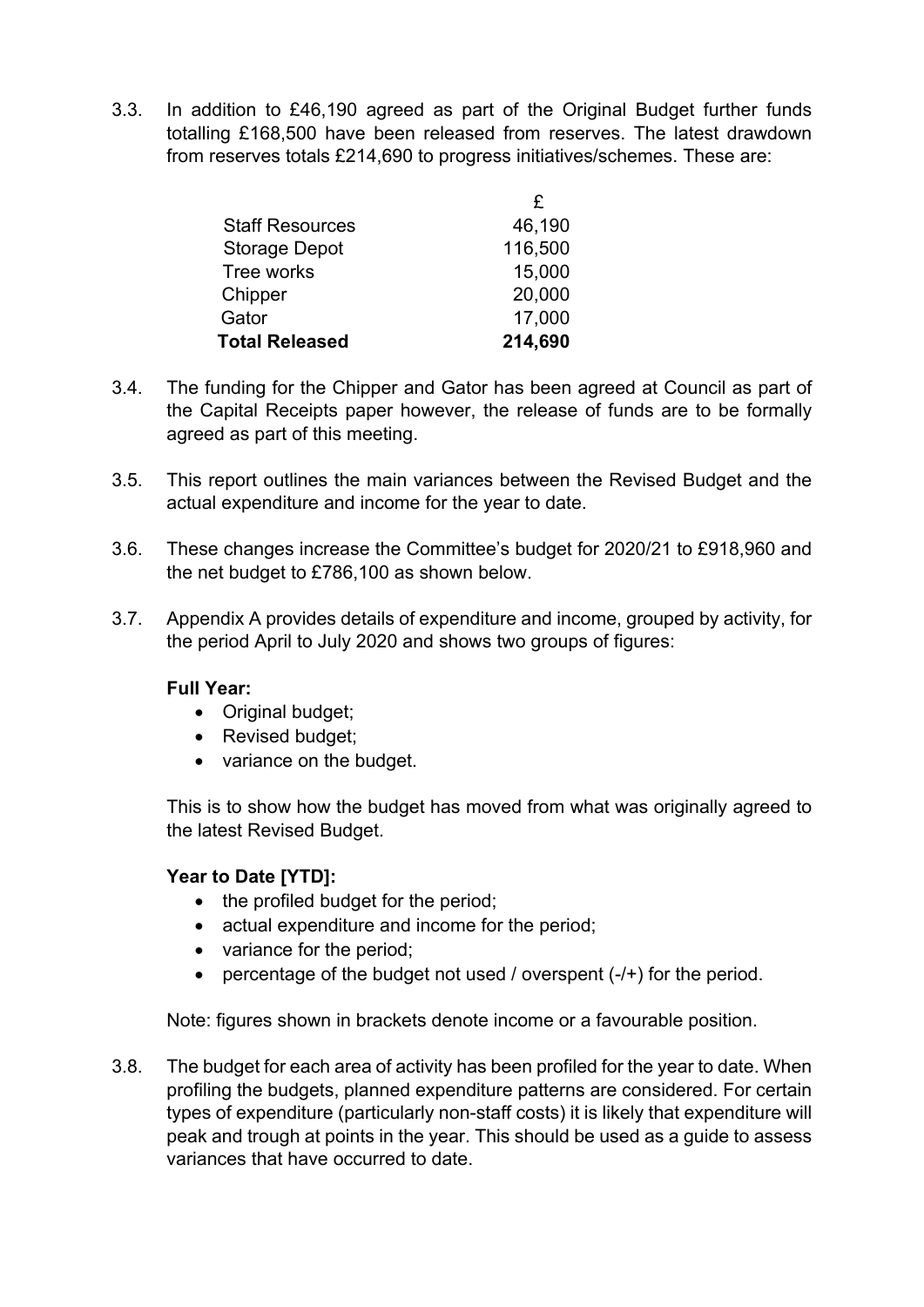3.3. In addition to £46,190 agreed as part of the Original Budget further funds totalling £168,500 have been released from reserves. The latest drawdown from reserves totals £214,690 to progress initiatives/schemes. These are:

| | £ |
|---|---|
| Staff Resources | 46,190 |
| Storage Depot | 116,500 |
| Tree works | 15,000 |
| Chipper | 20,000 |
| Gator | 17,000 |
| **Total Released** | **214,690** |

3.4. The funding for the Chipper and Gator has been agreed at Council as part of the Capital Receipts paper however, the release of funds are to be formally agreed as part of this meeting.

3.5. This report outlines the main variances between the Revised Budget and the actual expenditure and income for the year to date.

3.6. These changes increase the Committee's budget for 2020/21 to £918,960 and the net budget to £786,100 as shown below.

3.7. Appendix A provides details of expenditure and income, grouped by activity, for the period April to July 2020 and shows two groups of figures:

**Full Year:**

- Original budget;
- Revised budget;
- variance on the budget.

This is to show how the budget has moved from what was originally agreed to the latest Revised Budget.

**Year to Date [YTD]:**

- the profiled budget for the period;
- actual expenditure and income for the period;
- variance for the period;
- percentage of the budget not used / overspent (-/+) for the period.

Note: figures shown in brackets denote income or a favourable position.

3.8. The budget for each area of activity has been profiled for the year to date. When profiling the budgets, planned expenditure patterns are considered. For certain types of expenditure (particularly non-staff costs) it is likely that expenditure will peak and trough at points in the year. This should be used as a guide to assess variances that have occurred to date.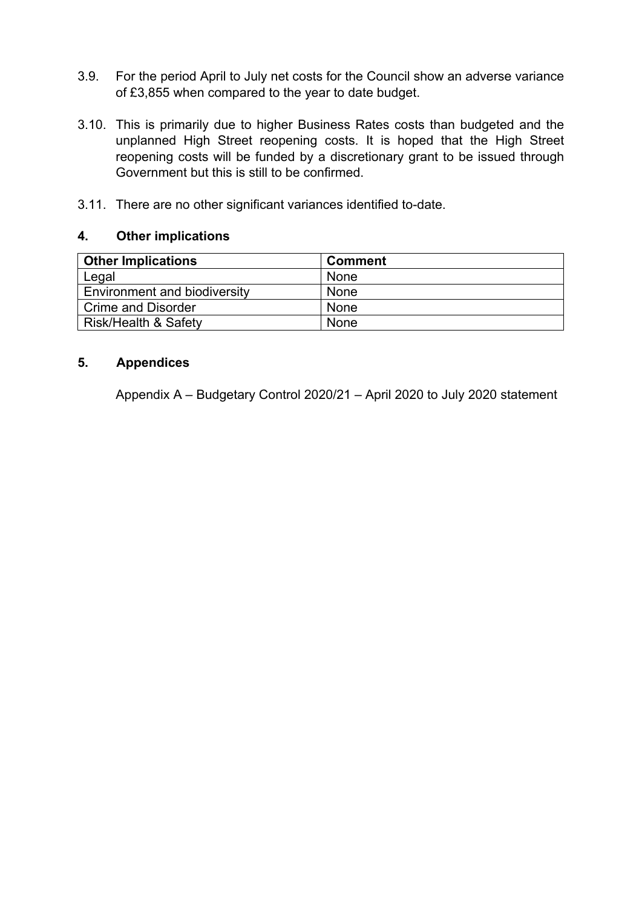3.9. For the period April to July net costs for the Council show an adverse variance of £3,855 when compared to the year to date budget.

3.10. This is primarily due to higher Business Rates costs than budgeted and the unplanned High Street reopening costs. It is hoped that the High Street reopening costs will be funded by a discretionary grant to be issued through Government but this is still to be confirmed.

3.11. There are no other significant variances identified to-date.

## 4. Other implications

| Other Implications | Comment |
|---|---|
| Legal | None |
| Environment and biodiversity | None |
| Crime and Disorder | None |
| Risk/Health & Safety | None |

## 5. Appendices

Appendix A – Budgetary Control 2020/21 – April 2020 to July 2020 statement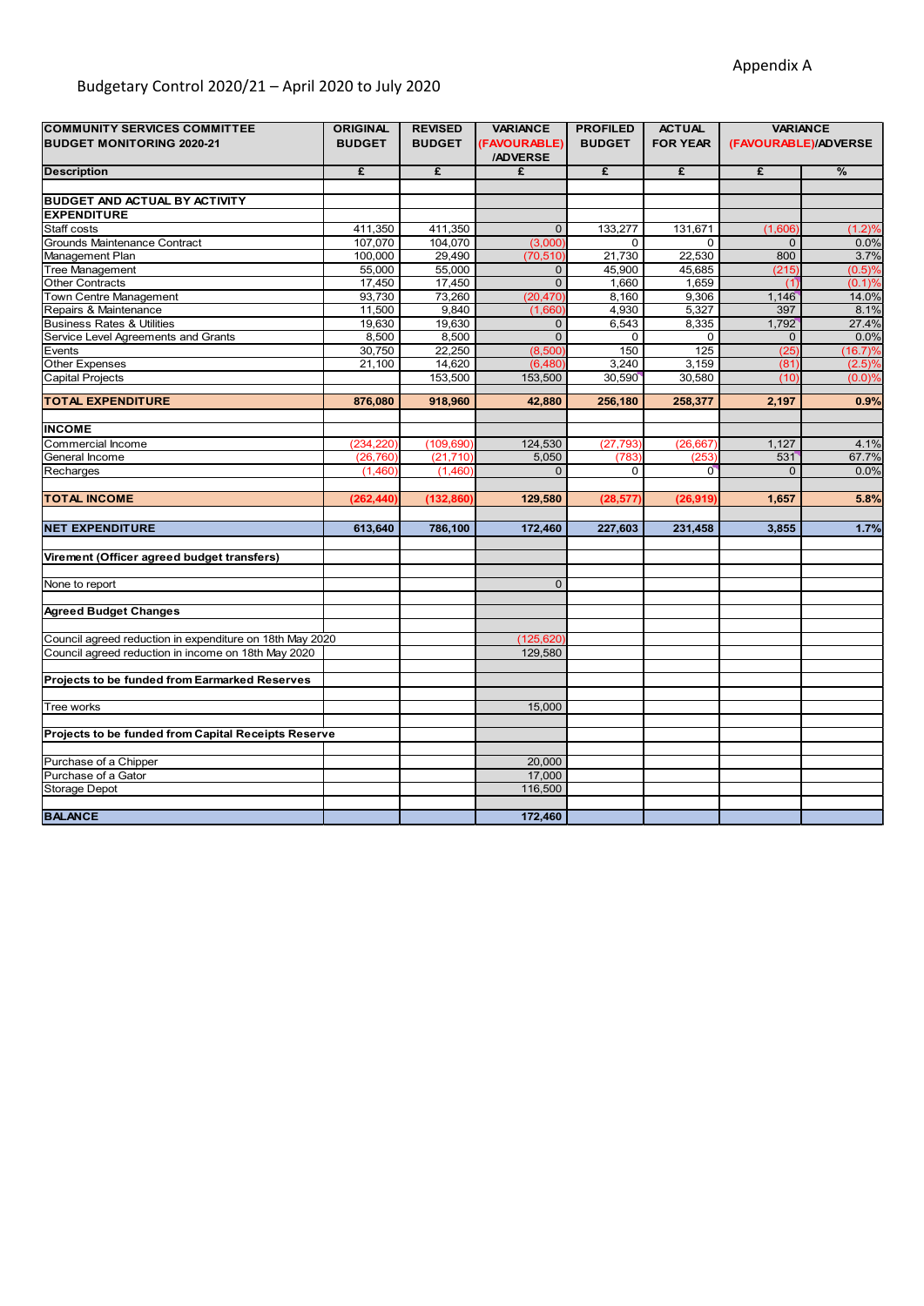Appendix A

# Budgetary Control 2020/21 – April 2020 to July 2020

| COMMUNITY SERVICES COMMITTEE BUDGET MONITORING 2020-21 | ORIGINAL BUDGET | REVISED BUDGET | VARIANCE (FAVOURABLE) /ADVERSE | PROFILED BUDGET | ACTUAL FOR YEAR | VARIANCE (FAVOURABLE)/ADVERSE | |
|---|---|---|---|---|---|---|---|
| **Description** | **£** | **£** | **£** | **£** | **£** | **£** | **%** |
| | | | | | | | |
| **BUDGET AND ACTUAL BY ACTIVITY** | | | | | | | |
| **EXPENDITURE** | | | | | | | |
| Staff costs | 411,350 | 411,350 | 0 | 133,277 | 131,671 | (1,606) | (1.2)% |
| Grounds Maintenance Contract | 107,070 | 104,070 | (3,000) | 0 | 0 | 0 | 0.0% |
| Management Plan | 100,000 | 29,490 | (70,510) | 21,730 | 22,530 | 800 | 3.7% |
| Tree Management | 55,000 | 55,000 | 0 | 45,900 | 45,685 | (215) | (0.5)% |
| Other Contracts | 17,450 | 17,450 | 0 | 1,660 | 1,659 | (1) | (0.1)% |
| Town Centre Management | 93,730 | 73,260 | (20,470) | 8,160 | 9,306 | 1,146 | 14.0% |
| Repairs & Maintenance | 11,500 | 9,840 | (1,660) | 4,930 | 5,327 | 397 | 8.1% |
| Business Rates & Utilities | 19,630 | 19,630 | 0 | 6,543 | 8,335 | 1,792 | 27.4% |
| Service Level Agreements and Grants | 8,500 | 8,500 | 0 | 0 | 0 | 0 | 0.0% |
| Events | 30,750 | 22,250 | (8,500) | 150 | 125 | (25) | (16.7)% |
| Other Expenses | 21,100 | 14,620 | (6,480) | 3,240 | 3,159 | (81) | (2.5)% |
| Capital Projects | | 153,500 | 153,500 | 30,590 | 30,580 | (10) | (0.0)% |
| | | | | | | | |
| **TOTAL EXPENDITURE** | **876,080** | **918,960** | **42,880** | **256,180** | **258,377** | **2,197** | **0.9%** |
| | | | | | | | |
| **INCOME** | | | | | | | |
| Commercial Income | (234,220) | (109,690) | 124,530 | (27,793) | (26,667) | 1,127 | 4.1% |
| General Income | (26,760) | (21,710) | 5,050 | (783) | (253) | 531 | 67.7% |
| Recharges | (1,460) | (1,460) | 0 | 0 | 0 | 0 | 0.0% |
| | | | | | | | |
| **TOTAL INCOME** | **(262,440)** | **(132,860)** | **129,580** | **(28,577)** | **(26,919)** | **1,657** | **5.8%** |
| | | | | | | | |
| **NET EXPENDITURE** | **613,640** | **786,100** | **172,460** | **227,603** | **231,458** | **3,855** | **1.7%** |
| | | | | | | | |
| **Virement (Officer agreed budget transfers)** | | | | | | | |
| | | | | | | | |
| None to report | | | 0 | | | | |
| | | | | | | | |
| **Agreed Budget Changes** | | | | | | | |
| | | | | | | | |
| Council agreed reduction in expenditure on 18th May 2020 | | | (125,620) | | | | |
| Council agreed reduction in income on 18th May 2020 | | | 129,580 | | | | |
| | | | | | | | |
| **Projects to be funded from Earmarked Reserves** | | | | | | | |
| | | | | | | | |
| Tree works | | | 15,000 | | | | |
| | | | | | | | |
| **Projects to be funded from Capital Receipts Reserve** | | | | | | | |
| | | | | | | | |
| Purchase of a Chipper | | | 20,000 | | | | |
| Purchase of a Gator | | | 17,000 | | | | |
| Storage Depot | | | 116,500 | | | | |
| | | | | | | | |
| **BALANCE** | | | **172,460** | | | | |